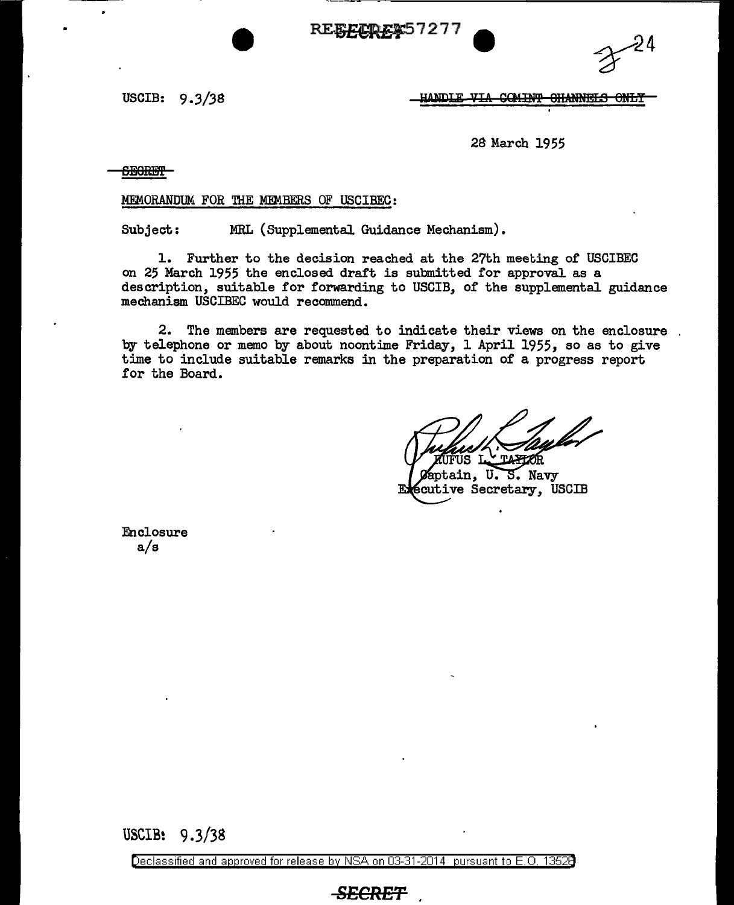REF ID:A57277

USCIB: 9.3/38

~~HANDLE VIA COMINT CHANNELS ONLY~~

28 March 1955

~~SECRET~~

MEMORANDUM FOR THE MEMBERS OF USCIBEC:

Subject: MRL (Supplemental Guidance Mechanism).

1. Further to the decision reached at the 27th meeting of USCIBEC on 25 March 1955 the enclosed draft is submitted for approval as a description, suitable for forwarding to USCIB, of the supplemental guidance mechanism USCIBEC would recommend.

2. The members are requested to indicate their views on the enclosure by telephone or memo by about noontime Friday, 1 April 1955, so as to give time to include suitable remarks in the preparation of a progress report for the Board.

RUFUS L. TAYLOR
Captain, U. S. Navy
Executive Secretary, USCIB

Enclosure
a/s

USCIB: 9.3/38

Declassified and approved for release by NSA on 03-31-2014 pursuant to E.O. 13526

~~SECRET~~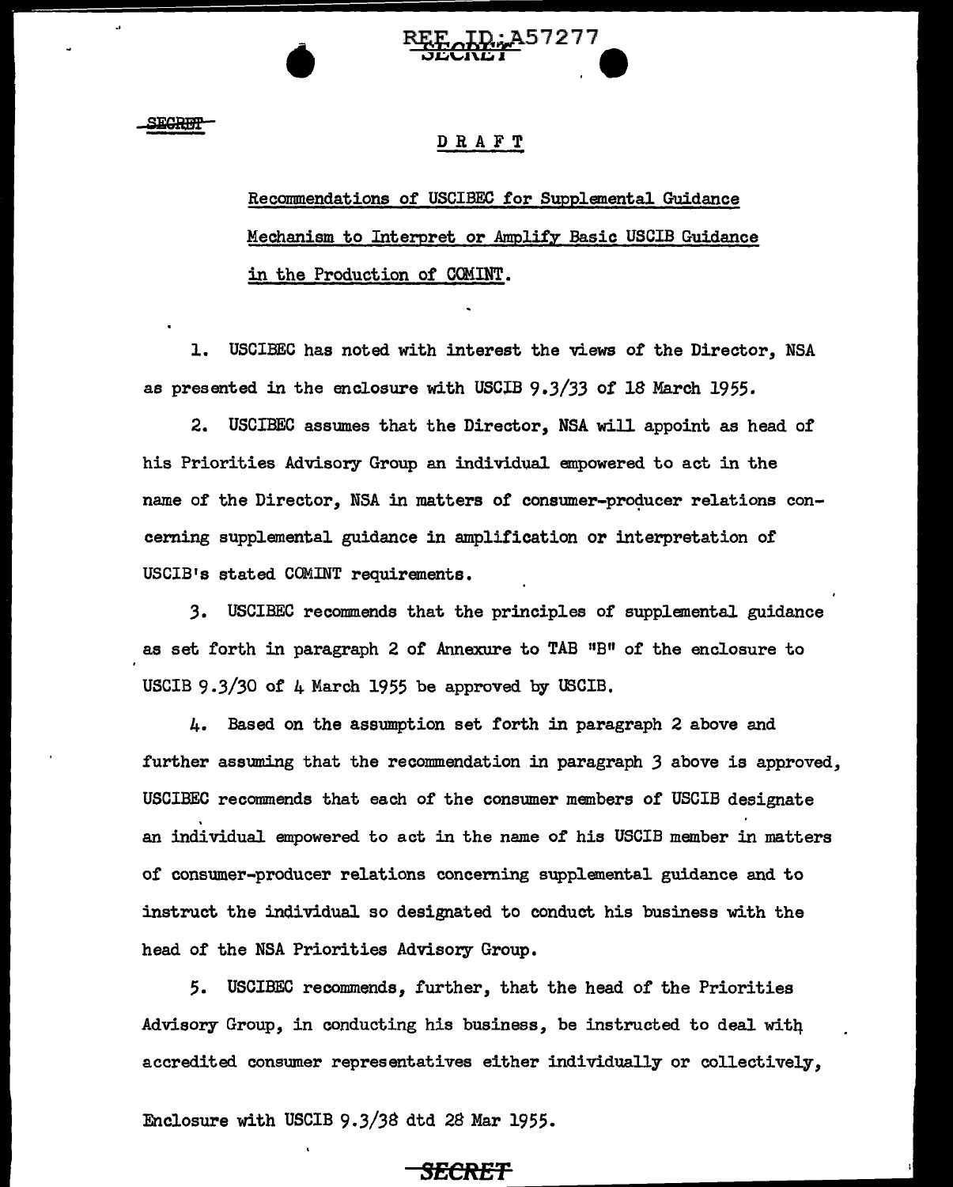SECRET

DRAFT

Recommendations of USCIBEC for Supplemental Guidance Mechanism to Interpret or Amplify Basic USCIB Guidance in the Production of COMINT.

1. USCIBEC has noted with interest the views of the Director, NSA as presented in the enclosure with USCIB 9.3/33 of 18 March 1955.

2. USCIBEC assumes that the Director, NSA will appoint as head of his Priorities Advisory Group an individual empowered to act in the name of the Director, NSA in matters of consumer-producer relations concerning supplemental guidance in amplification or interpretation of USCIB's stated COMINT requirements.

3. USCIBEC recommends that the principles of supplemental guidance as set forth in paragraph 2 of Annexure to TAB "B" of the enclosure to USCIB 9.3/30 of 4 March 1955 be approved by USCIB.

4. Based on the assumption set forth in paragraph 2 above and further assuming that the recommendation in paragraph 3 above is approved, USCIBEC recommends that each of the consumer members of USCIB designate an individual empowered to act in the name of his USCIB member in matters of consumer-producer relations concerning supplemental guidance and to instruct the individual so designated to conduct his business with the head of the NSA Priorities Advisory Group.

5. USCIBEC recommends, further, that the head of the Priorities Advisory Group, in conducting his business, be instructed to deal with accredited consumer representatives either individually or collectively,

Enclosure with USCIB 9.3/38 dtd 28 Mar 1955.

SECRET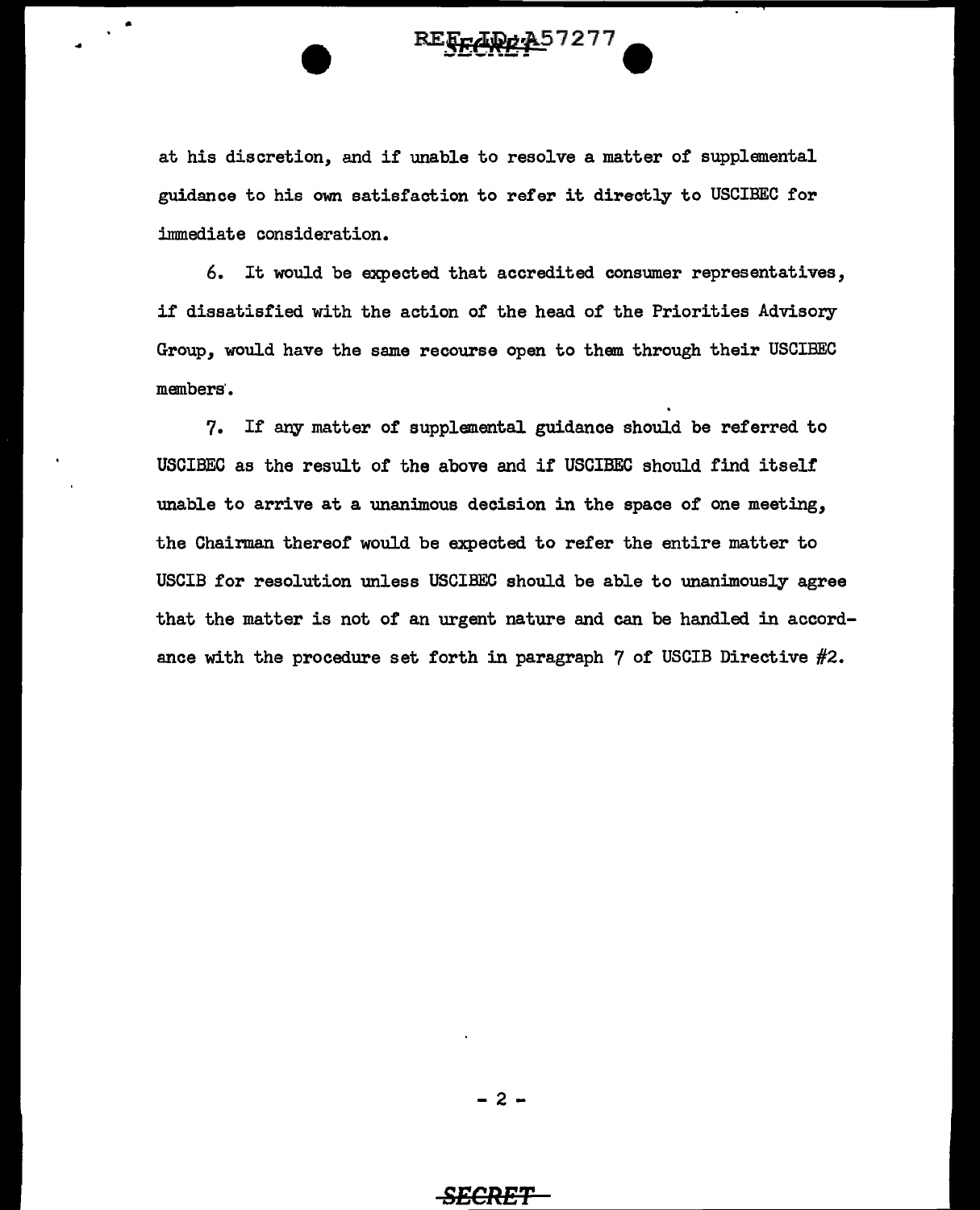at his discretion, and if unable to resolve a matter of supplemental guidance to his own satisfaction to refer it directly to USCIBEC for immediate consideration.

6. It would be expected that accredited consumer representatives, if dissatisfied with the action of the head of the Priorities Advisory Group, would have the same recourse open to them through their USCIBEC members.

7. If any matter of supplemental guidance should be referred to USCIBEC as the result of the above and if USCIBEC should find itself unable to arrive at a unanimous decision in the space of one meeting, the Chairman thereof would be expected to refer the entire matter to USCIB for resolution unless USCIBEC should be able to unanimously agree that the matter is not of an urgent nature and can be handled in accordance with the procedure set forth in paragraph 7 of USCIB Directive #2.